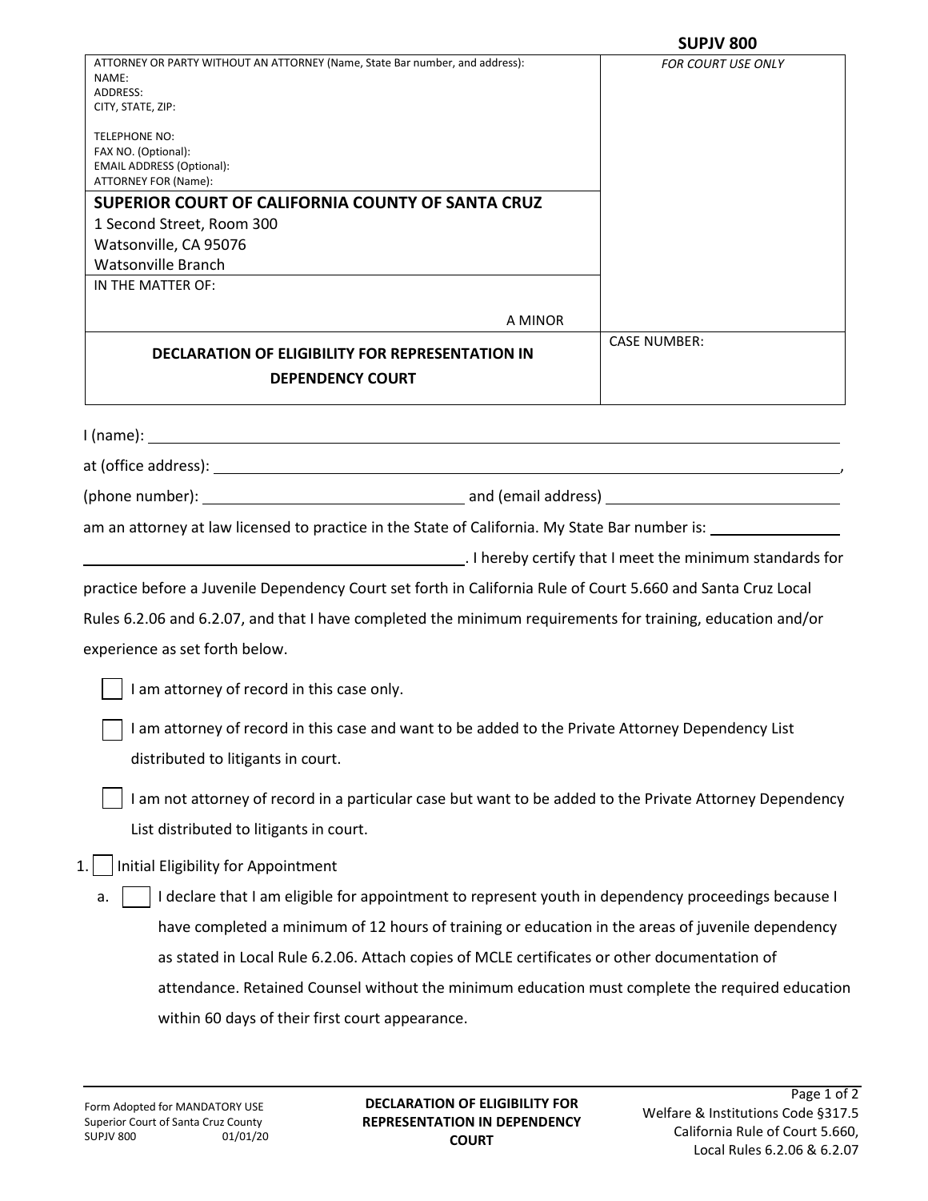SUPJV 800

| ATTORNEY OR PARTY WITHOUT AN ATTORNEY (Name, State Bar number, and address):<br>NAME:<br>ADDRESS:<br>CITY, STATE, ZIP:<br><br>TELEPHONE NO:<br>FAX NO. (Optional):<br>EMAIL ADDRESS (Optional):<br>ATTORNEY FOR (Name): | *FOR COURT USE ONLY* |
|---|---|
| **SUPERIOR COURT OF CALIFORNIA COUNTY OF SANTA CRUZ**<br>1 Second Street, Room 300<br>Watsonville, CA 95076<br>Watsonville Branch | |
| IN THE MATTER OF:<br><br>A MINOR | |
| **DECLARATION OF ELIGIBILITY FOR REPRESENTATION IN DEPENDENCY COURT** | CASE NUMBER: |

I (name): ____________________________________________

at (office address): ____________________________________________,

(phone number): ______________________ and (email address) ______________________

am an attorney at law licensed to practice in the State of California. My State Bar number is: ____________

____________________________________. I hereby certify that I meet the minimum standards for practice before a Juvenile Dependency Court set forth in California Rule of Court 5.660 and Santa Cruz Local Rules 6.2.06 and 6.2.07, and that I have completed the minimum requirements for training, education and/or experience as set forth below.

☐ I am attorney of record in this case only.

☐ I am attorney of record in this case and want to be added to the Private Attorney Dependency List distributed to litigants in court.

☐ I am not attorney of record in a particular case but want to be added to the Private Attorney Dependency List distributed to litigants in court.

1. ☐ Initial Eligibility for Appointment
   a. ☐ I declare that I am eligible for appointment to represent youth in dependency proceedings because I have completed a minimum of 12 hours of training or education in the areas of juvenile dependency as stated in Local Rule 6.2.06. Attach copies of MCLE certificates or other documentation of attendance. Retained Counsel without the minimum education must complete the required education within 60 days of their first court appearance.

Form Adopted for MANDATORY USE
Superior Court of Santa Cruz County
SUPJV 800 01/01/20

**DECLARATION OF ELIGIBILITY FOR REPRESENTATION IN DEPENDENCY COURT**

Welfare & Institutions Code §317.5
California Rule of Court 5.660,
Local Rules 6.2.06 & 6.2.07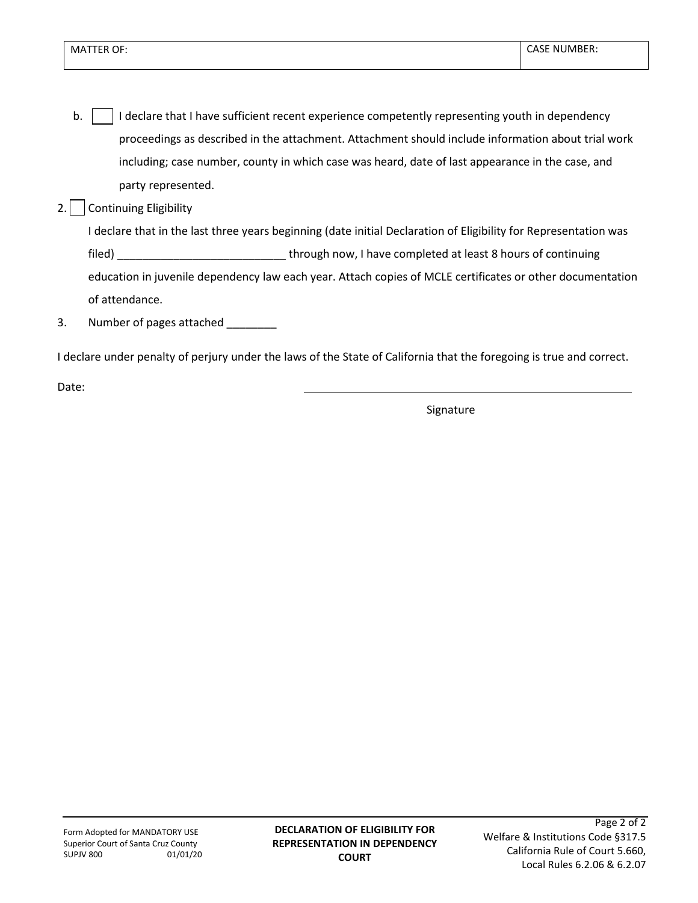| MATTER OF: | CASE NUMBER: |
| --- | --- |
| | |

b. ☐ I declare that I have sufficient recent experience competently representing youth in dependency proceedings as described in the attachment. Attachment should include information about trial work including; case number, county in which case was heard, date of last appearance in the case, and party represented.

2. ☐ Continuing Eligibility

   I declare that in the last three years beginning (date initial Declaration of Eligibility for Representation was filed) ___________________________ through now, I have completed at least 8 hours of continuing education in juvenile dependency law each year. Attach copies of MCLE certificates or other documentation of attendance.

3. Number of pages attached ________

I declare under penalty of perjury under the laws of the State of California that the foregoing is true and correct.

Date:

_______________________________________

Signature

Form Adopted for MANDATORY USE
Superior Court of Santa Cruz County
SUPJV 800 01/01/20

**DECLARATION OF ELIGIBILITY FOR REPRESENTATION IN DEPENDENCY COURT**

Welfare & Institutions Code §317.5
California Rule of Court 5.660,
Local Rules 6.2.06 & 6.2.07